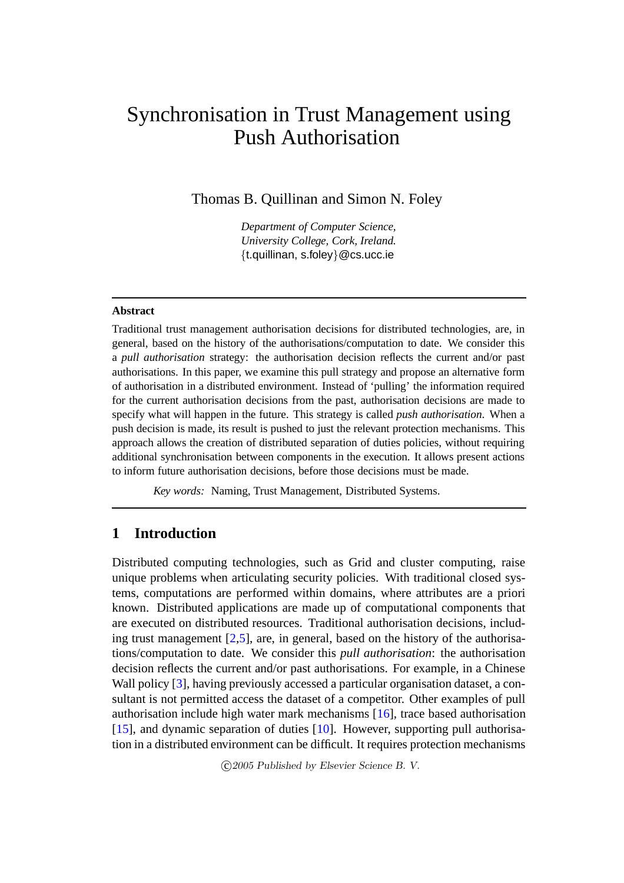# Synchronisation in Trust Management using Push Authorisation

Thomas B. Quillinan and Simon N. Foley

*Department of Computer Science,*
*University College, Cork, Ireland.*
{t.quillinan, s.foley}@cs.ucc.ie

---

**Abstract**

Traditional trust management authorisation decisions for distributed technologies, are, in general, based on the history of the authorisations/computation to date. We consider this a *pull authorisation* strategy: the authorisation decision reflects the current and/or past authorisations. In this paper, we examine this pull strategy and propose an alternative form of authorisation in a distributed environment. Instead of 'pulling' the information required for the current authorisation decisions from the past, authorisation decisions are made to specify what will happen in the future. This strategy is called *push authorisation*. When a push decision is made, its result is pushed to just the relevant protection mechanisms. This approach allows the creation of distributed separation of duties policies, without requiring additional synchronisation between components in the execution. It allows present actions to inform future authorisation decisions, before those decisions must be made.

*Key words:* Naming, Trust Management, Distributed Systems.

---

## 1 Introduction

Distributed computing technologies, such as Grid and cluster computing, raise unique problems when articulating security policies. With traditional closed systems, computations are performed within domains, where attributes are a priori known. Distributed applications are made up of computational components that are executed on distributed resources. Traditional authorisation decisions, including trust management [2,5], are, in general, based on the history of the authorisations/computation to date. We consider this *pull authorisation*: the authorisation decision reflects the current and/or past authorisations. For example, in a Chinese Wall policy [3], having previously accessed a particular organisation dataset, a consultant is not permitted access the dataset of a competitor. Other examples of pull authorisation include high water mark mechanisms [16], trace based authorisation [15], and dynamic separation of duties [10]. However, supporting pull authorisation in a distributed environment can be difficult. It requires protection mechanisms

©2005 Published by Elsevier Science B. V.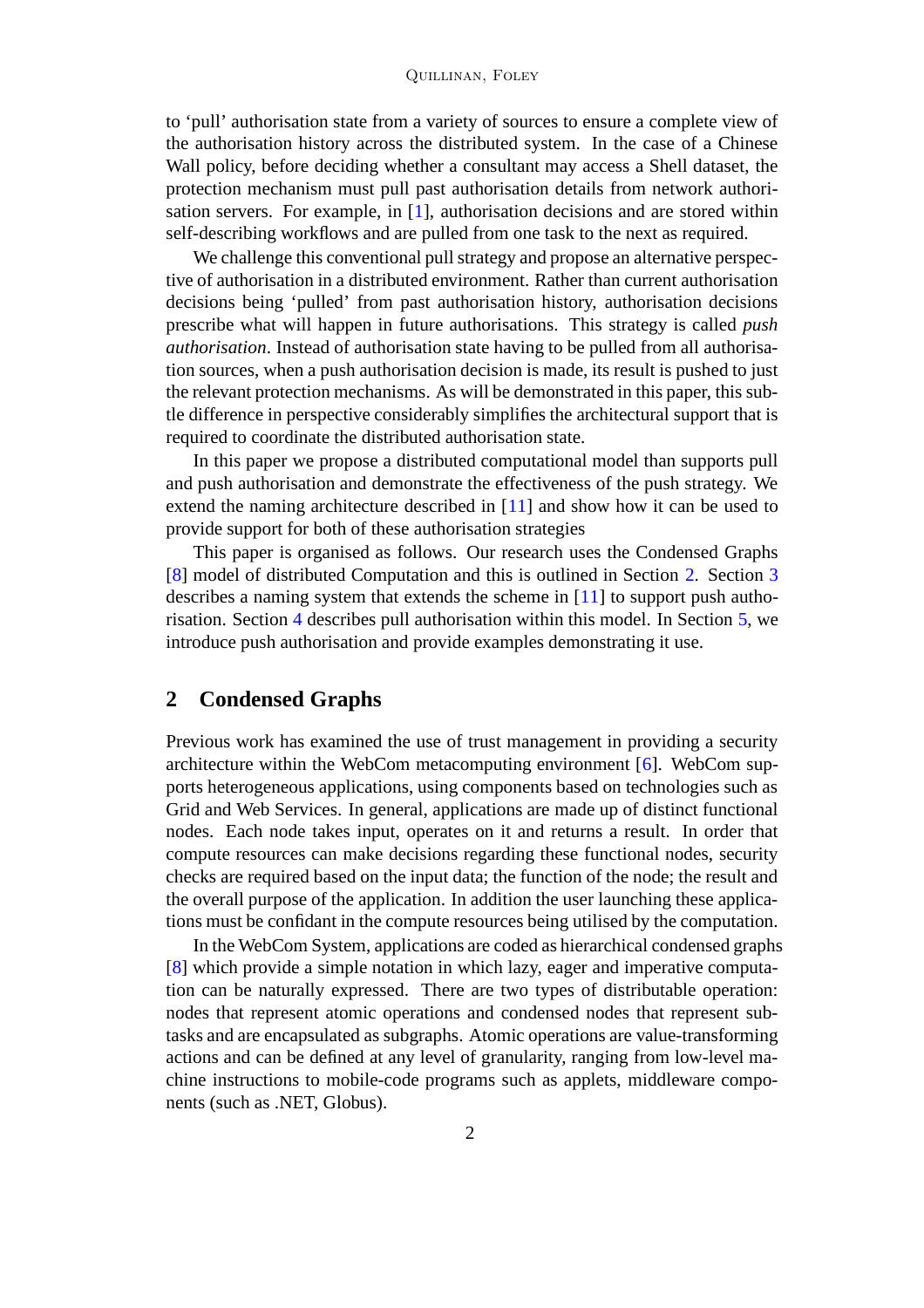to 'pull' authorisation state from a variety of sources to ensure a complete view of the authorisation history across the distributed system. In the case of a Chinese Wall policy, before deciding whether a consultant may access a Shell dataset, the protection mechanism must pull past authorisation details from network authorisation servers. For example, in [1], authorisation decisions and are stored within self-describing workflows and are pulled from one task to the next as required.

We challenge this conventional pull strategy and propose an alternative perspective of authorisation in a distributed environment. Rather than current authorisation decisions being 'pulled' from past authorisation history, authorisation decisions prescribe what will happen in future authorisations. This strategy is called *push authorisation*. Instead of authorisation state having to be pulled from all authorisation sources, when a push authorisation decision is made, its result is pushed to just the relevant protection mechanisms. As will be demonstrated in this paper, this subtle difference in perspective considerably simplifies the architectural support that is required to coordinate the distributed authorisation state.

In this paper we propose a distributed computational model than supports pull and push authorisation and demonstrate the effectiveness of the push strategy. We extend the naming architecture described in [11] and show how it can be used to provide support for both of these authorisation strategies

This paper is organised as follows. Our research uses the Condensed Graphs [8] model of distributed Computation and this is outlined in Section 2. Section 3 describes a naming system that extends the scheme in [11] to support push authorisation. Section 4 describes pull authorisation within this model. In Section 5, we introduce push authorisation and provide examples demonstrating it use.

## 2 Condensed Graphs

Previous work has examined the use of trust management in providing a security architecture within the WebCom metacomputing environment [6]. WebCom supports heterogeneous applications, using components based on technologies such as Grid and Web Services. In general, applications are made up of distinct functional nodes. Each node takes input, operates on it and returns a result. In order that compute resources can make decisions regarding these functional nodes, security checks are required based on the input data; the function of the node; the result and the overall purpose of the application. In addition the user launching these applications must be confidant in the compute resources being utilised by the computation.

In the WebCom System, applications are coded as hierarchical condensed graphs [8] which provide a simple notation in which lazy, eager and imperative computation can be naturally expressed. There are two types of distributable operation: nodes that represent atomic operations and condensed nodes that represent subtasks and are encapsulated as subgraphs. Atomic operations are value-transforming actions and can be defined at any level of granularity, ranging from low-level machine instructions to mobile-code programs such as applets, middleware components (such as .NET, Globus).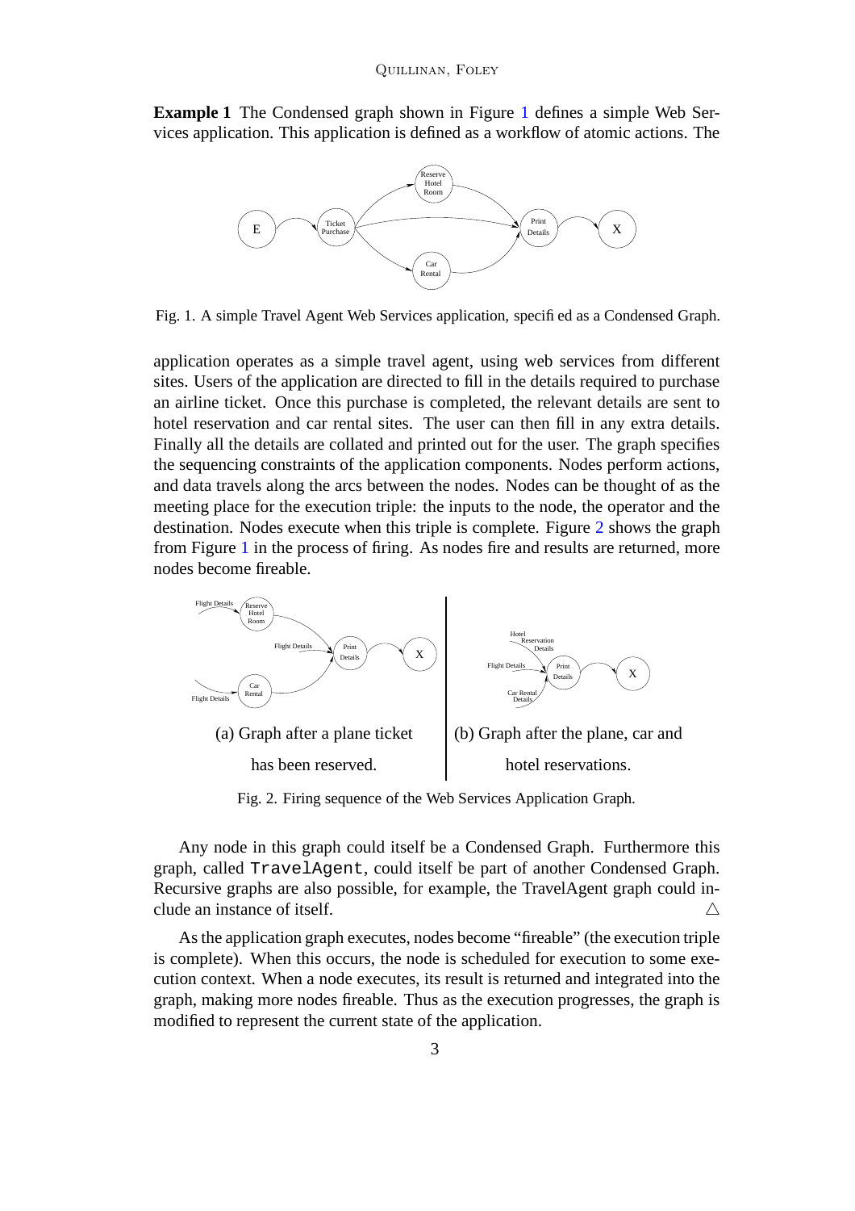**Example 1** The Condensed graph shown in Figure 1 defines a simple Web Services application. This application is defined as a workflow of atomic actions. The application operates as a simple travel agent, using web services from different sites. Users of the application are directed to fill in the details required to purchase an airline ticket. Once this purchase is completed, the relevant details are sent to hotel reservation and car rental sites. The user can then fill in any extra details. Finally all the details are collated and printed out for the user. The graph specifies the sequencing constraints of the application components. Nodes perform actions, and data travels along the arcs between the nodes. Nodes can be thought of as the meeting place for the execution triple: the inputs to the node, the operator and the destination. Nodes execute when this triple is complete. Figure 2 shows the graph from Figure 1 in the process of firing. As nodes fire and results are returned, more nodes become fireable.

Fig. 1. A simple Travel Agent Web Services application, specified as a Condensed Graph.

(a) Graph after a plane ticket has been reserved.

(b) Graph after the plane, car and hotel reservations.

Fig. 2. Firing sequence of the Web Services Application Graph.

Any node in this graph could itself be a Condensed Graph. Furthermore this graph, called `TravelAgent`, could itself be part of another Condensed Graph. Recursive graphs are also possible, for example, the TravelAgent graph could include an instance of itself. △

As the application graph executes, nodes become "fireable" (the execution triple is complete). When this occurs, the node is scheduled for execution to some execution context. When a node executes, its result is returned and integrated into the graph, making more nodes fireable. Thus as the execution progresses, the graph is modified to represent the current state of the application.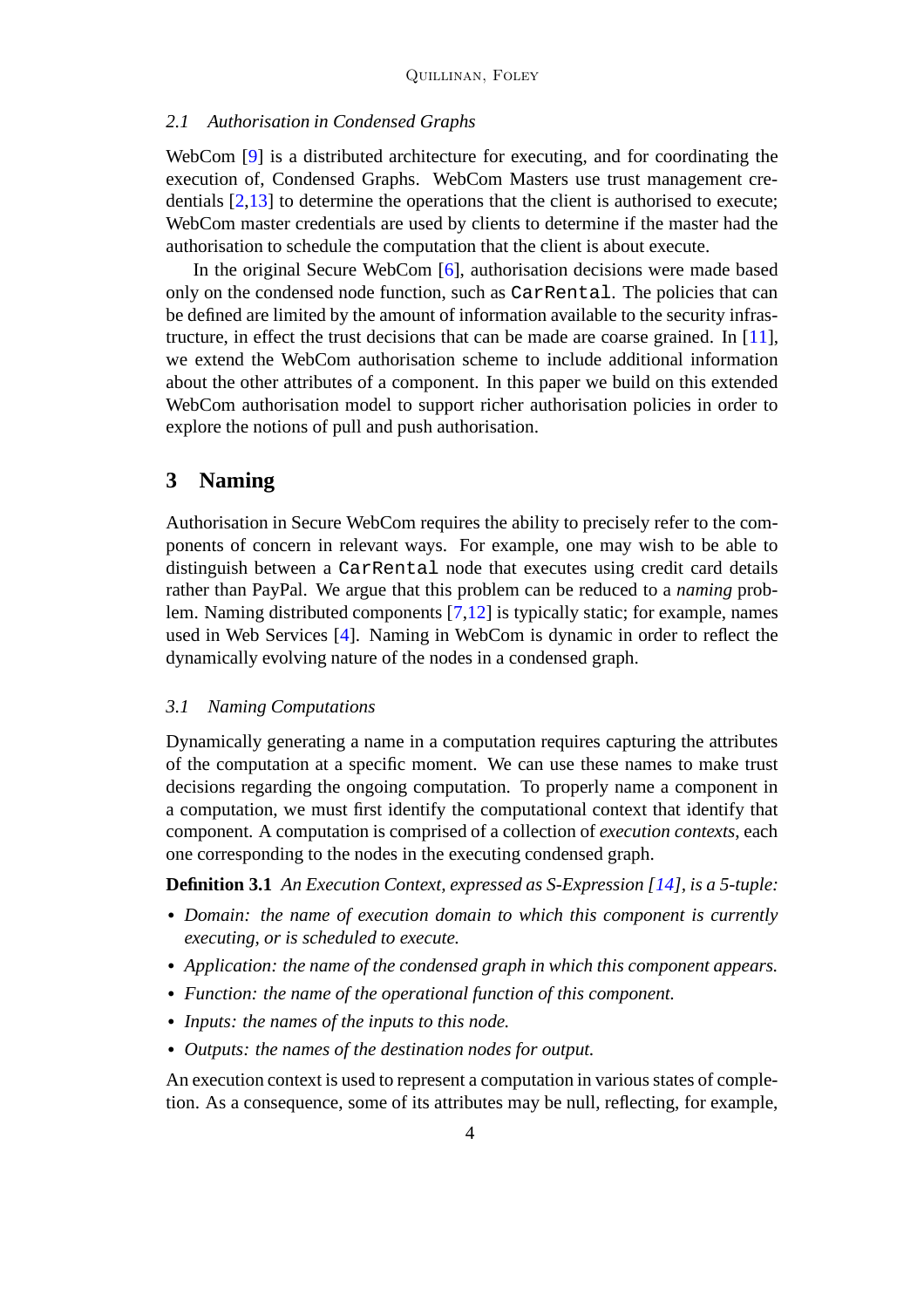### 2.1 Authorisation in Condensed Graphs

WebCom [9] is a distributed architecture for executing, and for coordinating the execution of, Condensed Graphs. WebCom Masters use trust management credentials [2,13] to determine the operations that the client is authorised to execute; WebCom master credentials are used by clients to determine if the master had the authorisation to schedule the computation that the client is about execute.

In the original Secure WebCom [6], authorisation decisions were made based only on the condensed node function, such as `CarRental`. The policies that can be defined are limited by the amount of information available to the security infrastructure, in effect the trust decisions that can be made are coarse grained. In [11], we extend the WebCom authorisation scheme to include additional information about the other attributes of a component. In this paper we build on this extended WebCom authorisation model to support richer authorisation policies in order to explore the notions of pull and push authorisation.

## 3 Naming

Authorisation in Secure WebCom requires the ability to precisely refer to the components of concern in relevant ways. For example, one may wish to be able to distinguish between a `CarRental` node that executes using credit card details rather than PayPal. We argue that this problem can be reduced to a *naming* problem. Naming distributed components [7,12] is typically static; for example, names used in Web Services [4]. Naming in WebCom is dynamic in order to reflect the dynamically evolving nature of the nodes in a condensed graph.

### 3.1 Naming Computations

Dynamically generating a name in a computation requires capturing the attributes of the computation at a specific moment. We can use these names to make trust decisions regarding the ongoing computation. To properly name a component in a computation, we must first identify the computational context that identify that component. A computation is comprised of a collection of *execution contexts*, each one corresponding to the nodes in the executing condensed graph.

**Definition 3.1** *An Execution Context, expressed as S-Expression [14], is a 5-tuple:*

- *Domain: the name of execution domain to which this component is currently executing, or is scheduled to execute.*
- *Application: the name of the condensed graph in which this component appears.*
- *Function: the name of the operational function of this component.*
- *Inputs: the names of the inputs to this node.*
- *Outputs: the names of the destination nodes for output.*

An execution context is used to represent a computation in various states of completion. As a consequence, some of its attributes may be null, reflecting, for example,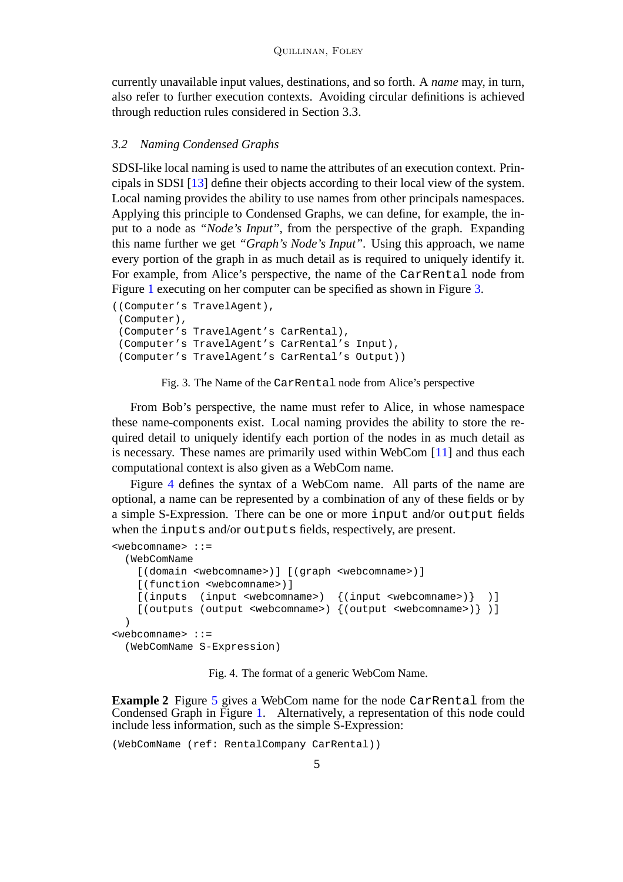currently unavailable input values, destinations, and so forth. A *name* may, in turn, also refer to further execution contexts. Avoiding circular definitions is achieved through reduction rules considered in Section 3.3.

### 3.2 Naming Condensed Graphs

SDSI-like local naming is used to name the attributes of an execution context. Principals in SDSI [13] define their objects according to their local view of the system. Local naming provides the ability to use names from other principals namespaces. Applying this principle to Condensed Graphs, we can define, for example, the input to a node as *"Node's Input"*, from the perspective of the graph. Expanding this name further we get *"Graph's Node's Input"*. Using this approach, we name every portion of the graph in as much detail as is required to uniquely identify it. For example, from Alice's perspective, the name of the `CarRental` node from Figure 1 executing on her computer can be specified as shown in Figure 3.

```
((Computer's TravelAgent),
 (Computer),
 (Computer's TravelAgent's CarRental),
 (Computer's TravelAgent's CarRental's Input),
 (Computer's TravelAgent's CarRental's Output))
```

Fig. 3. The Name of the `CarRental` node from Alice's perspective

From Bob's perspective, the name must refer to Alice, in whose namespace these name-components exist. Local naming provides the ability to store the required detail to uniquely identify each portion of the nodes in as much detail as is necessary. These names are primarily used within WebCom [11] and thus each computational context is also given as a WebCom name.

Figure 4 defines the syntax of a WebCom name. All parts of the name are optional, a name can be represented by a combination of any of these fields or by a simple S-Expression. There can be one or more `input` and/or `output` fields when the `inputs` and/or `outputs` fields, respectively, are present.

```
<webcomname> ::=
  (WebComName
    [(domain <webcomname>)] [(graph <webcomname>)]
    [(function <webcomname>)]
    [(inputs  (input <webcomname>)  {(input <webcomname>)}  )]
    [(outputs (output <webcomname>) {(output <webcomname>)} )]
  )
<webcomname> ::=
  (WebComName S-Expression)
```

Fig. 4. The format of a generic WebCom Name.

**Example 2** Figure 5 gives a WebCom name for the node `CarRental` from the Condensed Graph in Figure 1. Alternatively, a representation of this node could include less information, such as the simple S-Expression:

```
(WebComName (ref: RentalCompany CarRental))
```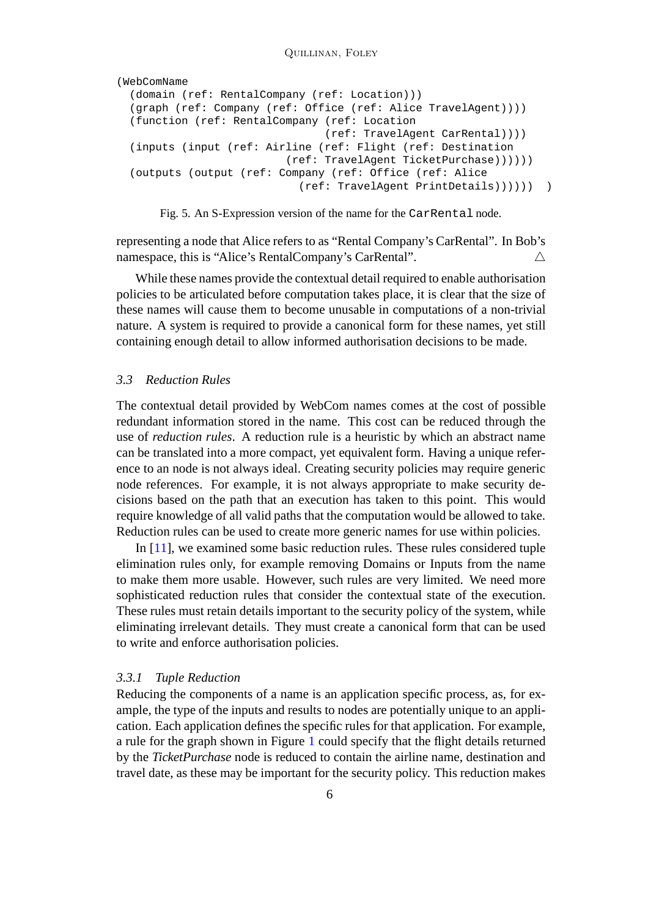```
(WebComName
  (domain (ref: RentalCompany (ref: Location)))
  (graph (ref: Company (ref: Office (ref: Alice TravelAgent))))
  (function (ref: RentalCompany (ref: Location
                              (ref: TravelAgent CarRental))))
  (inputs (input (ref: Airline (ref: Flight (ref: Destination
                        (ref: TravelAgent TicketPurchase))))))
  (outputs (output (ref: Company (ref: Office (ref: Alice
                          (ref: TravelAgent PrintDetails))))))  )
```

Fig. 5. An S-Expression version of the name for the `CarRental` node.

representing a node that Alice refers to as "Rental Company's CarRental". In Bob's namespace, this is "Alice's RentalCompany's CarRental". △

While these names provide the contextual detail required to enable authorisation policies to be articulated before computation takes place, it is clear that the size of these names will cause them to become unusable in computations of a non-trivial nature. A system is required to provide a canonical form for these names, yet still containing enough detail to allow informed authorisation decisions to be made.

### 3.3 *Reduction Rules*

The contextual detail provided by WebCom names comes at the cost of possible redundant information stored in the name. This cost can be reduced through the use of *reduction rules*. A reduction rule is a heuristic by which an abstract name can be translated into a more compact, yet equivalent form. Having a unique reference to an node is not always ideal. Creating security policies may require generic node references. For example, it is not always appropriate to make security decisions based on the path that an execution has taken to this point. This would require knowledge of all valid paths that the computation would be allowed to take. Reduction rules can be used to create more generic names for use within policies.

In [11], we examined some basic reduction rules. These rules considered tuple elimination rules only, for example removing Domains or Inputs from the name to make them more usable. However, such rules are very limited. We need more sophisticated reduction rules that consider the contextual state of the execution. These rules must retain details important to the security policy of the system, while eliminating irrelevant details. They must create a canonical form that can be used to write and enforce authorisation policies.

#### 3.3.1 *Tuple Reduction*

Reducing the components of a name is an application specific process, as, for example, the type of the inputs and results to nodes are potentially unique to an application. Each application defines the specific rules for that application. For example, a rule for the graph shown in Figure 1 could specify that the flight details returned by the *TicketPurchase* node is reduced to contain the airline name, destination and travel date, as these may be important for the security policy. This reduction makes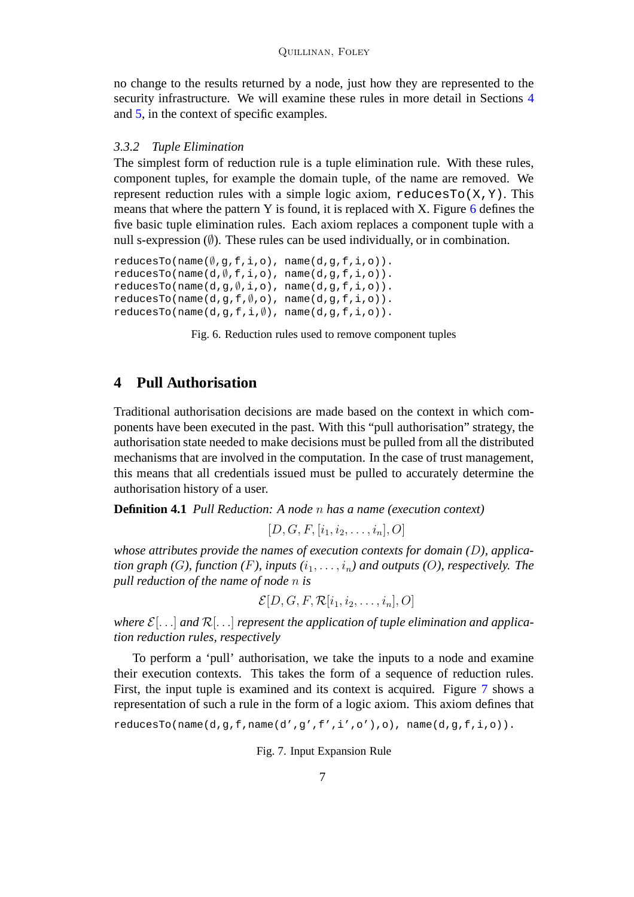no change to the results returned by a node, just how they are represented to the security infrastructure. We will examine these rules in more detail in Sections 4 and 5, in the context of specific examples.

### 3.3.2 Tuple Elimination

The simplest form of reduction rule is a tuple elimination rule. With these rules, component tuples, for example the domain tuple, of the name are removed. We represent reduction rules with a simple logic axiom, `reducesTo(X,Y)`. This means that where the pattern Y is found, it is replaced with X. Figure 6 defines the five basic tuple elimination rules. Each axiom replaces a component tuple with a null s-expression (∅). These rules can be used individually, or in combination.

```
reducesTo(name(∅,g,f,i,o), name(d,g,f,i,o)).
reducesTo(name(d,∅,f,i,o), name(d,g,f,i,o)).
reducesTo(name(d,g,∅,i,o), name(d,g,f,i,o)).
reducesTo(name(d,g,f,∅,o), name(d,g,f,i,o)).
reducesTo(name(d,g,f,i,∅), name(d,g,f,i,o)).
```

Fig. 6. Reduction rules used to remove component tuples

## 4 Pull Authorisation

Traditional authorisation decisions are made based on the context in which components have been executed in the past. With this “pull authorisation” strategy, the authorisation state needed to make decisions must be pulled from all the distributed mechanisms that are involved in the computation. In the case of trust management, this means that all credentials issued must be pulled to accurately determine the authorisation history of a user.

**Definition 4.1** *Pull Reduction: A node $n$ has a name (execution context)*

$$[D, G, F, [i_1, i_2, \ldots, i_n], O]$$

*whose attributes provide the names of execution contexts for domain ($D$), application graph ($G$), function ($F$), inputs ($i_1, \ldots, i_n$) and outputs ($O$), respectively. The pull reduction of the name of node $n$ is*

$$\mathcal{E}[D, G, F, \mathcal{R}[i_1, i_2, \ldots, i_n], O]$$

*where $\mathcal{E}[\ldots]$ and $\mathcal{R}[\ldots]$ represent the application of tuple elimination and application reduction rules, respectively*

To perform a ‘pull’ authorisation, we take the inputs to a node and examine their execution contexts. This takes the form of a sequence of reduction rules. First, the input tuple is examined and its context is acquired. Figure 7 shows a representation of such a rule in the form of a logic axiom. This axiom defines that

```
reducesTo(name(d,g,f,name(d',g',f',i',o'),o), name(d,g,f,i,o)).
```

Fig. 7. Input Expansion Rule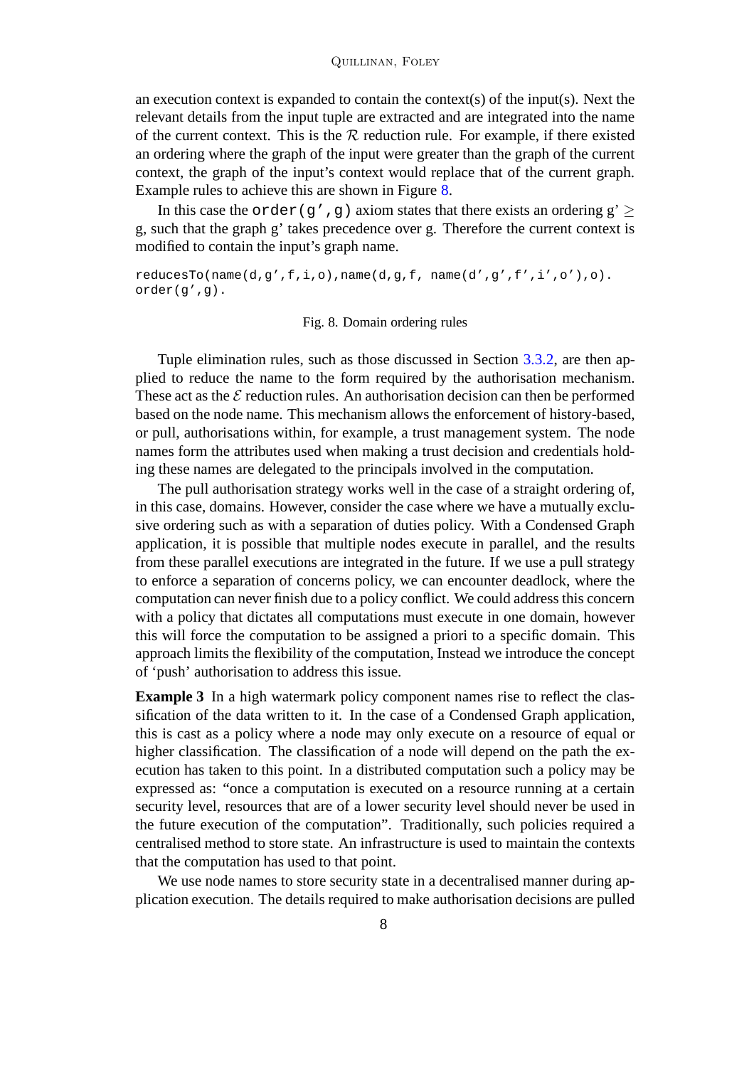an execution context is expanded to contain the context(s) of the input(s). Next the relevant details from the input tuple are extracted and are integrated into the name of the current context. This is the $\mathcal{R}$ reduction rule. For example, if there existed an ordering where the graph of the input were greater than the graph of the current context, the graph of the input's context would replace that of the current graph. Example rules to achieve this are shown in Figure 8.

In this case the `order(g',g)` axiom states that there exists an ordering g' $\geq$ g, such that the graph g' takes precedence over g. Therefore the current context is modified to contain the input's graph name.

```
reducesTo(name(d,g',f,i,o),name(d,g,f, name(d',g',f',i',o'),o).
order(g',g).
```

Fig. 8. Domain ordering rules

Tuple elimination rules, such as those discussed in Section 3.3.2, are then applied to reduce the name to the form required by the authorisation mechanism. These act as the $\mathcal{E}$ reduction rules. An authorisation decision can then be performed based on the node name. This mechanism allows the enforcement of history-based, or pull, authorisations within, for example, a trust management system. The node names form the attributes used when making a trust decision and credentials holding these names are delegated to the principals involved in the computation.

The pull authorisation strategy works well in the case of a straight ordering of, in this case, domains. However, consider the case where we have a mutually exclusive ordering such as with a separation of duties policy. With a Condensed Graph application, it is possible that multiple nodes execute in parallel, and the results from these parallel executions are integrated in the future. If we use a pull strategy to enforce a separation of concerns policy, we can encounter deadlock, where the computation can never finish due to a policy conflict. We could address this concern with a policy that dictates all computations must execute in one domain, however this will force the computation to be assigned a priori to a specific domain. This approach limits the flexibility of the computation, Instead we introduce the concept of 'push' authorisation to address this issue.

**Example 3** In a high watermark policy component names rise to reflect the classification of the data written to it. In the case of a Condensed Graph application, this is cast as a policy where a node may only execute on a resource of equal or higher classification. The classification of a node will depend on the path the execution has taken to this point. In a distributed computation such a policy may be expressed as: "once a computation is executed on a resource running at a certain security level, resources that are of a lower security level should never be used in the future execution of the computation". Traditionally, such policies required a centralised method to store state. An infrastructure is used to maintain the contexts that the computation has used to that point.

We use node names to store security state in a decentralised manner during application execution. The details required to make authorisation decisions are pulled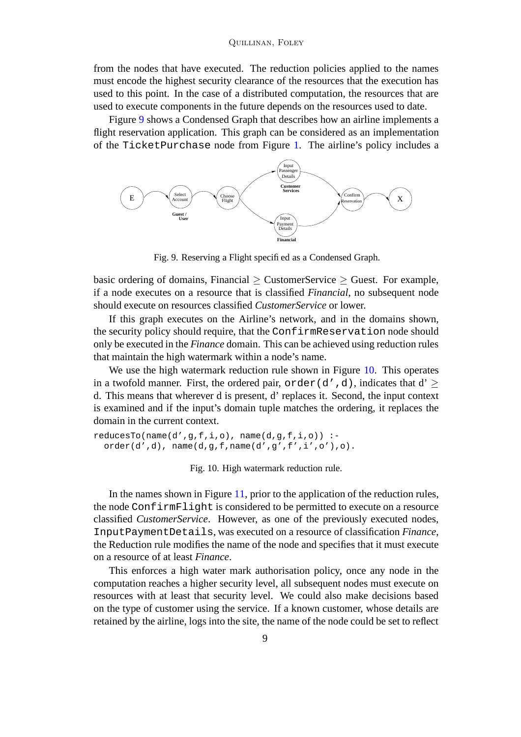from the nodes that have executed. The reduction policies applied to the names must encode the highest security clearance of the resources that the execution has used to this point. In the case of a distributed computation, the resources that are used to execute components in the future depends on the resources used to date.

Figure 9 shows a Condensed Graph that describes how an airline implements a flight reservation application. This graph can be considered as an implementation of the `TicketPurchase` node from Figure 1. The airline's policy includes a basic ordering of domains, Financial $\geq$ CustomerService $\geq$ Guest. For example, if a node executes on a resource that is classified *Financial*, no subsequent node should execute on resources classified *CustomerService* or lower.

Fig. 9. Reserving a Flight specified as a Condensed Graph.

If this graph executes on the Airline's network, and in the domains shown, the security policy should require, that the `ConfirmReservation` node should only be executed in the *Finance* domain. This can be achieved using reduction rules that maintain the high watermark within a node's name.

We use the high watermark reduction rule shown in Figure 10. This operates in a twofold manner. First, the ordered pair, `order(d',d)`, indicates that d' $\geq$ d. This means that wherever d is present, d' replaces it. Second, the input context is examined and if the input's domain tuple matches the ordering, it replaces the domain in the current context.

```
reducesTo(name(d',g,f,i,o), name(d,g,f,i,o)) :-
  order(d',d), name(d,g,f,name(d',g',f',i',o'),o).
```

Fig. 10. High watermark reduction rule.

In the names shown in Figure 11, prior to the application of the reduction rules, the node `ConfirmFlight` is considered to be permitted to execute on a resource classified *CustomerService*. However, as one of the previously executed nodes, `InputPaymentDetails`, was executed on a resource of classification *Finance*, the Reduction rule modifies the name of the node and specifies that it must execute on a resource of at least *Finance*.

This enforces a high water mark authorisation policy, once any node in the computation reaches a higher security level, all subsequent nodes must execute on resources with at least that security level. We could also make decisions based on the type of customer using the service. If a known customer, whose details are retained by the airline, logs into the site, the name of the node could be set to reflect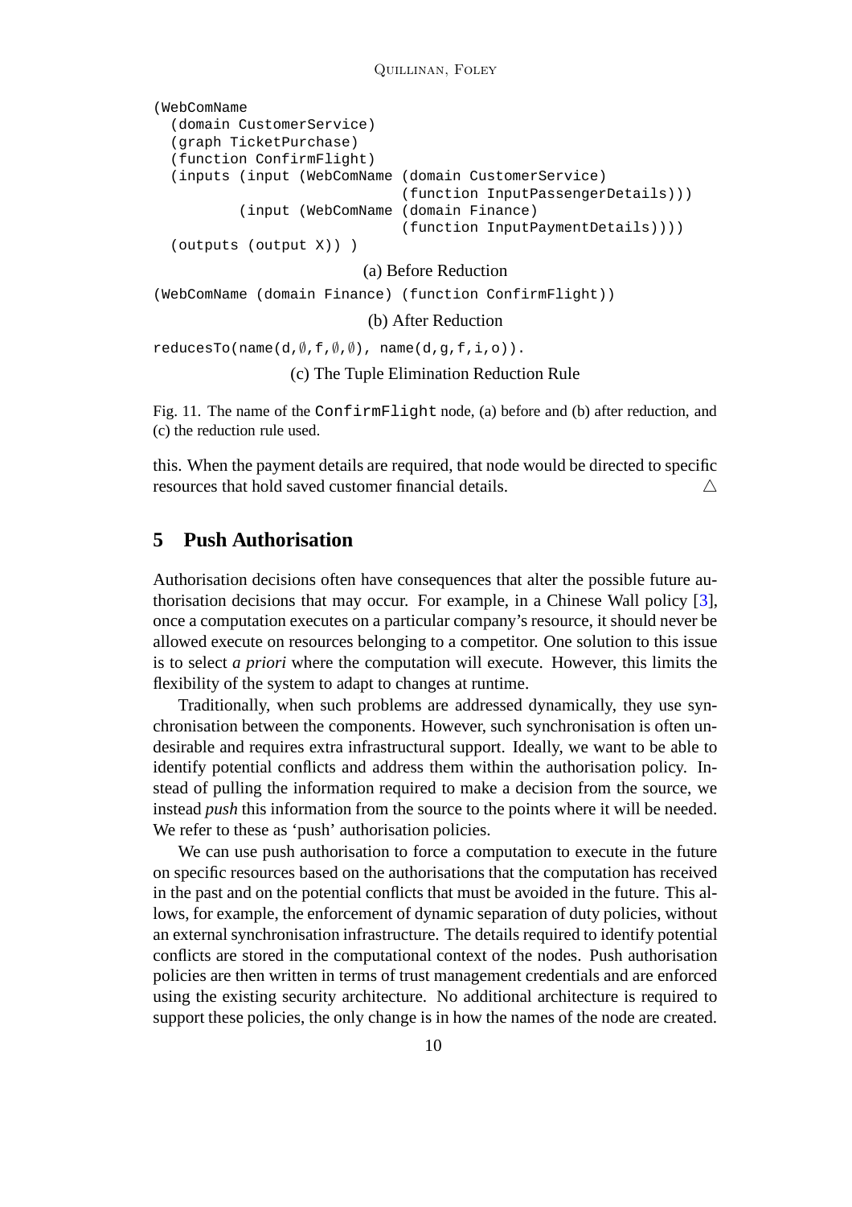```
(WebComName
  (domain CustomerService)
  (graph TicketPurchase)
  (function ConfirmFlight)
  (inputs (input (WebComName (domain CustomerService)
                             (function InputPassengerDetails)))
          (input (WebComName (domain Finance)
                             (function InputPaymentDetails))))
  (outputs (output X)) )
```

(a) Before Reduction

```
(WebComName (domain Finance) (function ConfirmFlight))
```

(b) After Reduction

```
reducesTo(name(d,∅,f,∅,∅), name(d,g,f,i,o)).
```

(c) The Tuple Elimination Reduction Rule

Fig. 11. The name of the `ConfirmFlight` node, (a) before and (b) after reduction, and (c) the reduction rule used.

this. When the payment details are required, that node would be directed to specific resources that hold saved customer financial details. △

## 5 Push Authorisation

Authorisation decisions often have consequences that alter the possible future authorisation decisions that may occur. For example, in a Chinese Wall policy [3], once a computation executes on a particular company's resource, it should never be allowed execute on resources belonging to a competitor. One solution to this issue is to select *a priori* where the computation will execute. However, this limits the flexibility of the system to adapt to changes at runtime.

Traditionally, when such problems are addressed dynamically, they use synchronisation between the components. However, such synchronisation is often undesirable and requires extra infrastructural support. Ideally, we want to be able to identify potential conflicts and address them within the authorisation policy. Instead of pulling the information required to make a decision from the source, we instead *push* this information from the source to the points where it will be needed. We refer to these as 'push' authorisation policies.

We can use push authorisation to force a computation to execute in the future on specific resources based on the authorisations that the computation has received in the past and on the potential conflicts that must be avoided in the future. This allows, for example, the enforcement of dynamic separation of duty policies, without an external synchronisation infrastructure. The details required to identify potential conflicts are stored in the computational context of the nodes. Push authorisation policies are then written in terms of trust management credentials and are enforced using the existing security architecture. No additional architecture is required to support these policies, the only change is in how the names of the node are created.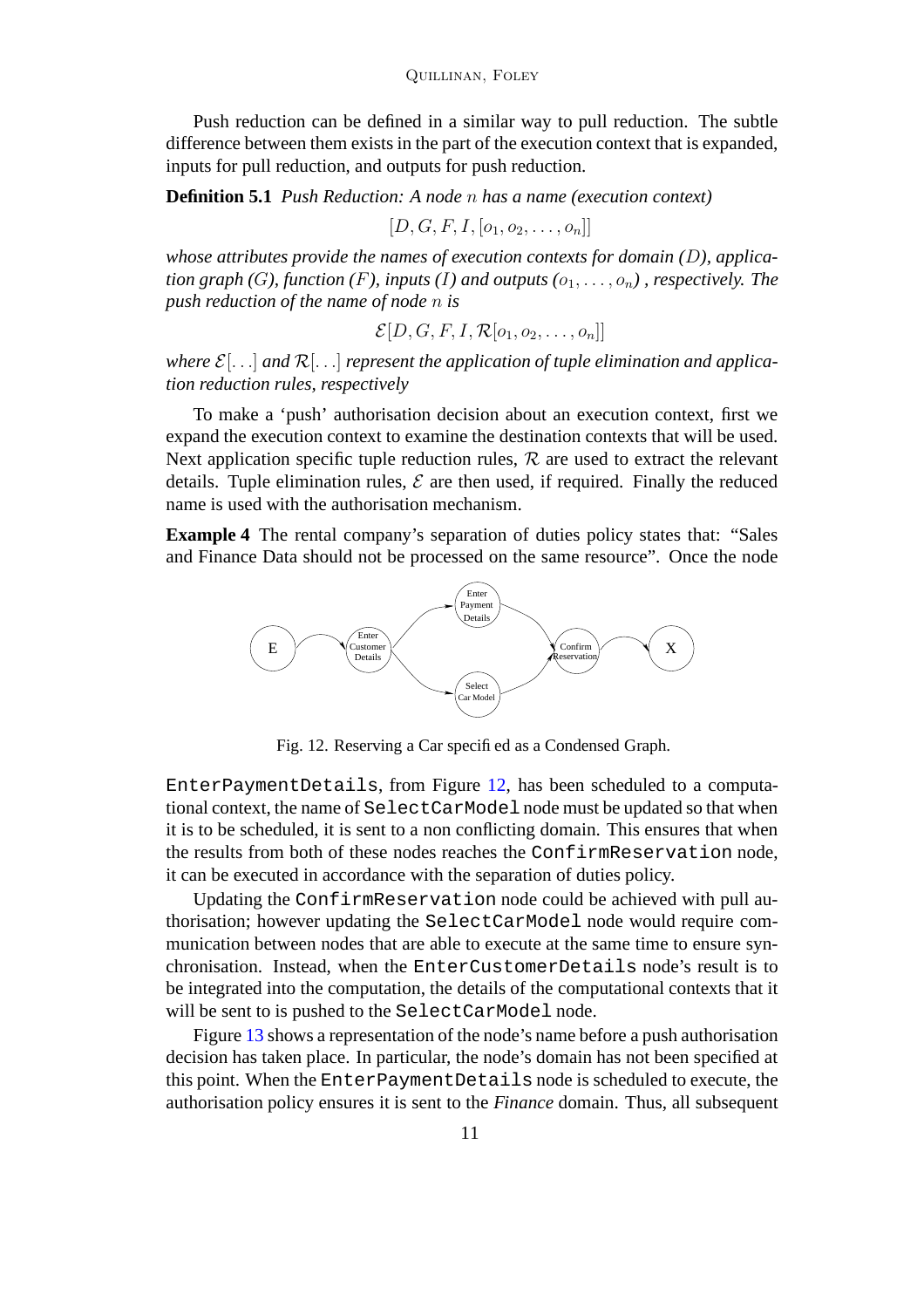Push reduction can be defined in a similar way to pull reduction. The subtle difference between them exists in the part of the execution context that is expanded, inputs for pull reduction, and outputs for push reduction.

**Definition 5.1** *Push Reduction: A node $n$ has a name (execution context)*

$$[D, G, F, I, [o_1, o_2, \ldots, o_n]]$$

*whose attributes provide the names of execution contexts for domain ($D$), application graph ($G$), function ($F$), inputs ($I$) and outputs ($o_1, \ldots, o_n$) , respectively. The push reduction of the name of node $n$ is*

$$\mathcal{E}[D, G, F, I, \mathcal{R}[o_1, o_2, \ldots, o_n]]$$

*where $\mathcal{E}[\ldots]$ and $\mathcal{R}[\ldots]$ represent the application of tuple elimination and application reduction rules, respectively*

To make a 'push' authorisation decision about an execution context, first we expand the execution context to examine the destination contexts that will be used. Next application specific tuple reduction rules, $\mathcal{R}$ are used to extract the relevant details. Tuple elimination rules, $\mathcal{E}$ are then used, if required. Finally the reduced name is used with the authorisation mechanism.

**Example 4** The rental company's separation of duties policy states that: "Sales and Finance Data should not be processed on the same resource". Once the node `EnterPaymentDetails`, from Figure 12, has been scheduled to a computational context, the name of `SelectCarModel` node must be updated so that when it is to be scheduled, it is sent to a non conflicting domain. This ensures that when the results from both of these nodes reaches the `ConfirmReservation` node, it can be executed in accordance with the separation of duties policy.

Fig. 12. Reserving a Car specified as a Condensed Graph.

Updating the `ConfirmReservation` node could be achieved with pull authorisation; however updating the `SelectCarModel` node would require communication between nodes that are able to execute at the same time to ensure synchronisation. Instead, when the `EnterCustomerDetails` node's result is to be integrated into the computation, the details of the computational contexts that it will be sent to is pushed to the `SelectCarModel` node.

Figure 13 shows a representation of the node's name before a push authorisation decision has taken place. In particular, the node's domain has not been specified at this point. When the `EnterPaymentDetails` node is scheduled to execute, the authorisation policy ensures it is sent to the *Finance* domain. Thus, all subsequent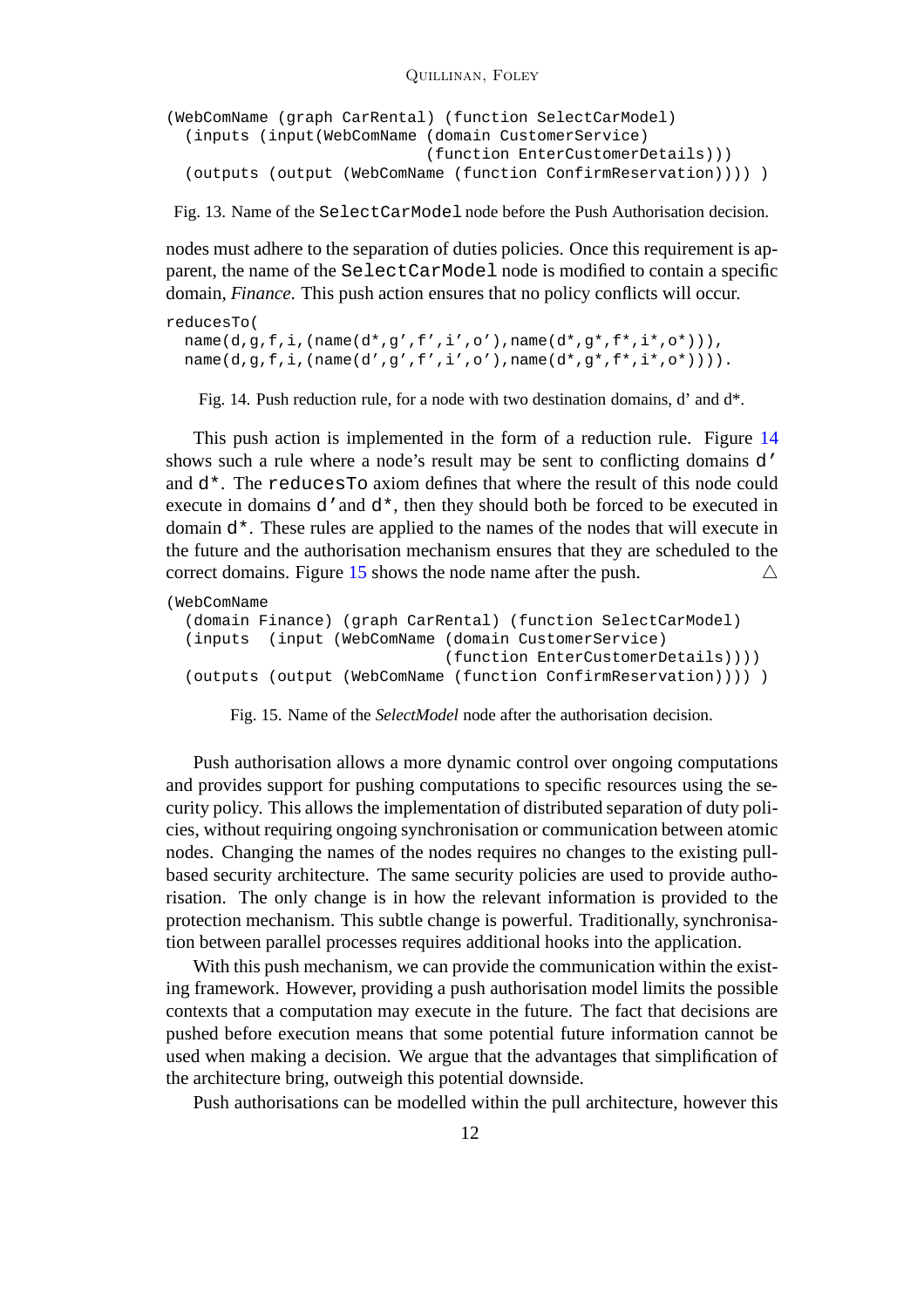```
(WebComName (graph CarRental) (function SelectCarModel)
  (inputs (input(WebComName (domain CustomerService)
                             (function EnterCustomerDetails)))
  (outputs (output (WebComName (function ConfirmReservation)))) )
```

Fig. 13. Name of the `SelectCarModel` node before the Push Authorisation decision.

nodes must adhere to the separation of duties policies. Once this requirement is apparent, the name of the `SelectCarModel` node is modified to contain a specific domain, *Finance*. This push action ensures that no policy conflicts will occur.

```
reducesTo(
  name(d,g,f,i,(name(d*,g',f',i',o'),name(d*,g*,f*,i*,o*))),
  name(d,g,f,i,(name(d',g',f',i',o'),name(d*,g*,f*,i*,o*)))).
```

Fig. 14. Push reduction rule, for a node with two destination domains, d' and d*.

This push action is implemented in the form of a reduction rule. Figure 14 shows such a rule where a node's result may be sent to conflicting domains `d'` and `d*`. The `reducesTo` axiom defines that where the result of this node could execute in domains `d'` and `d*`, then they should both be forced to be executed in domain `d*`. These rules are applied to the names of the nodes that will execute in the future and the authorisation mechanism ensures that they are scheduled to the correct domains. Figure 15 shows the node name after the push. △

```
(WebComName
  (domain Finance) (graph CarRental) (function SelectCarModel)
  (inputs  (input (WebComName (domain CustomerService)
                               (function EnterCustomerDetails))))
  (outputs (output (WebComName (function ConfirmReservation)))) )
```

Fig. 15. Name of the *SelectModel* node after the authorisation decision.

Push authorisation allows a more dynamic control over ongoing computations and provides support for pushing computations to specific resources using the security policy. This allows the implementation of distributed separation of duty policies, without requiring ongoing synchronisation or communication between atomic nodes. Changing the names of the nodes requires no changes to the existing pull-based security architecture. The same security policies are used to provide authorisation. The only change is in how the relevant information is provided to the protection mechanism. This subtle change is powerful. Traditionally, synchronisation between parallel processes requires additional hooks into the application.

With this push mechanism, we can provide the communication within the existing framework. However, providing a push authorisation model limits the possible contexts that a computation may execute in the future. The fact that decisions are pushed before execution means that some potential future information cannot be used when making a decision. We argue that the advantages that simplification of the architecture bring, outweigh this potential downside.

Push authorisations can be modelled within the pull architecture, however this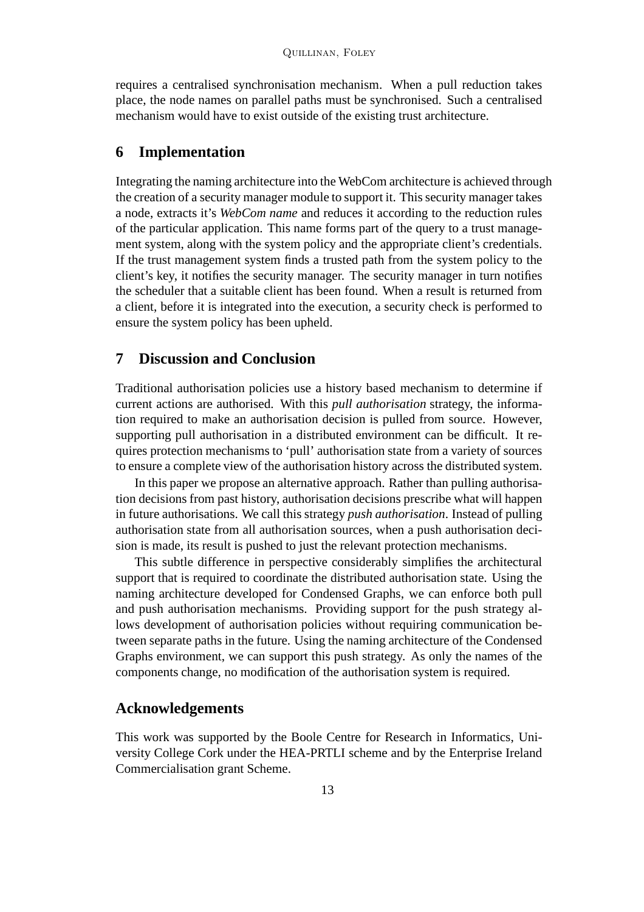requires a centralised synchronisation mechanism. When a pull reduction takes place, the node names on parallel paths must be synchronised. Such a centralised mechanism would have to exist outside of the existing trust architecture.

## 6 Implementation

Integrating the naming architecture into the WebCom architecture is achieved through the creation of a security manager module to support it. This security manager takes a node, extracts it's *WebCom name* and reduces it according to the reduction rules of the particular application. This name forms part of the query to a trust management system, along with the system policy and the appropriate client's credentials. If the trust management system finds a trusted path from the system policy to the client's key, it notifies the security manager. The security manager in turn notifies the scheduler that a suitable client has been found. When a result is returned from a client, before it is integrated into the execution, a security check is performed to ensure the system policy has been upheld.

## 7 Discussion and Conclusion

Traditional authorisation policies use a history based mechanism to determine if current actions are authorised. With this *pull authorisation* strategy, the information required to make an authorisation decision is pulled from source. However, supporting pull authorisation in a distributed environment can be difficult. It requires protection mechanisms to 'pull' authorisation state from a variety of sources to ensure a complete view of the authorisation history across the distributed system.

In this paper we propose an alternative approach. Rather than pulling authorisation decisions from past history, authorisation decisions prescribe what will happen in future authorisations. We call this strategy *push authorisation*. Instead of pulling authorisation state from all authorisation sources, when a push authorisation decision is made, its result is pushed to just the relevant protection mechanisms.

This subtle difference in perspective considerably simplifies the architectural support that is required to coordinate the distributed authorisation state. Using the naming architecture developed for Condensed Graphs, we can enforce both pull and push authorisation mechanisms. Providing support for the push strategy allows development of authorisation policies without requiring communication between separate paths in the future. Using the naming architecture of the Condensed Graphs environment, we can support this push strategy. As only the names of the components change, no modification of the authorisation system is required.

## Acknowledgements

This work was supported by the Boole Centre for Research in Informatics, University College Cork under the HEA-PRTLI scheme and by the Enterprise Ireland Commercialisation grant Scheme.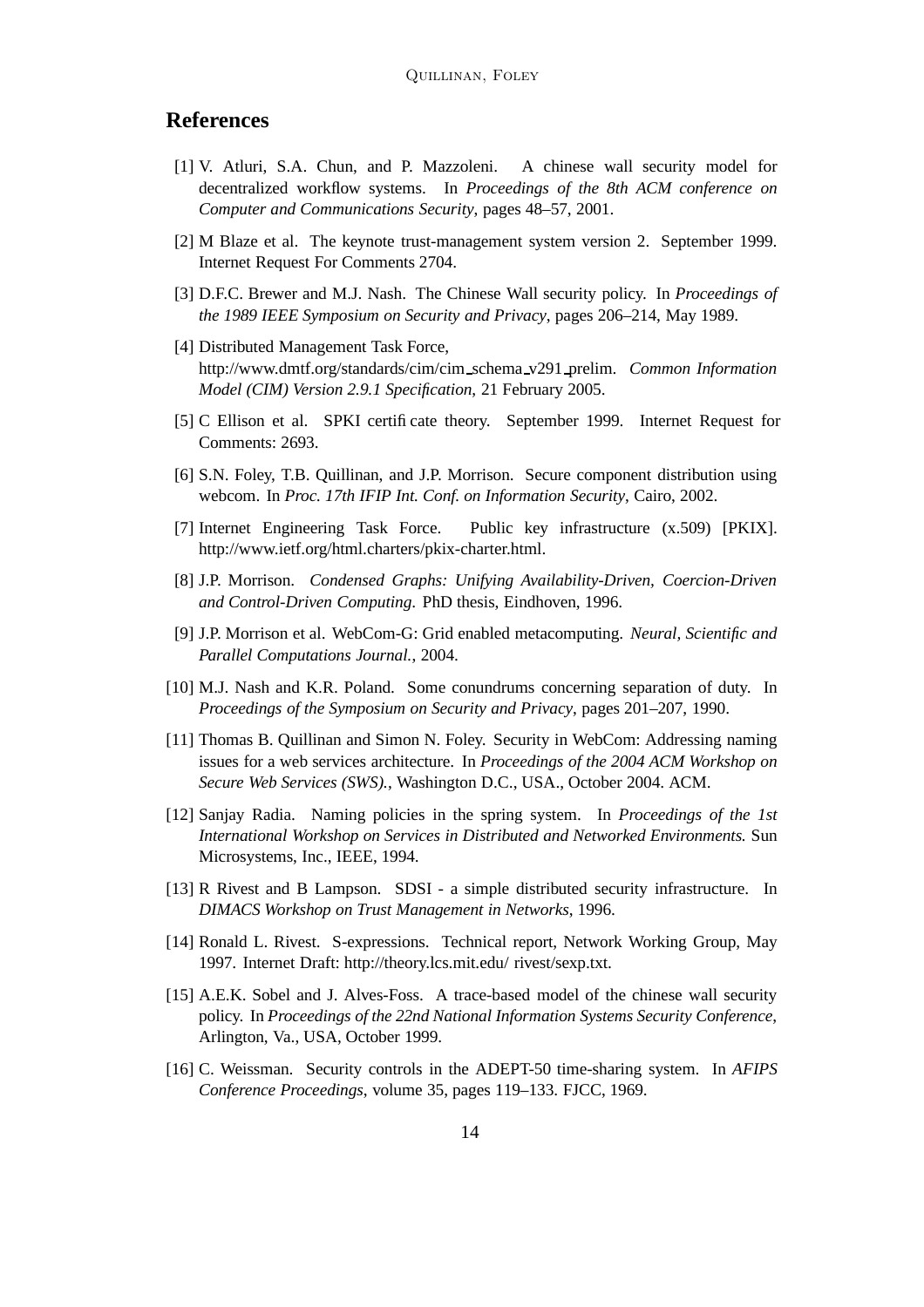## References

[1] V. Atluri, S.A. Chun, and P. Mazzoleni. A chinese wall security model for decentralized workflow systems. In *Proceedings of the 8th ACM conference on Computer and Communications Security*, pages 48–57, 2001.

[2] M Blaze et al. The keynote trust-management system version 2. September 1999. Internet Request For Comments 2704.

[3] D.F.C. Brewer and M.J. Nash. The Chinese Wall security policy. In *Proceedings of the 1989 IEEE Symposium on Security and Privacy*, pages 206–214, May 1989.

[4] Distributed Management Task Force, http://www.dmtf.org/standards/cim/cim_schema_v291_prelim. *Common Information Model (CIM) Version 2.9.1 Specification*, 21 February 2005.

[5] C Ellison et al. SPKI certificate theory. September 1999. Internet Request for Comments: 2693.

[6] S.N. Foley, T.B. Quillinan, and J.P. Morrison. Secure component distribution using webcom. In *Proc. 17th IFIP Int. Conf. on Information Security*, Cairo, 2002.

[7] Internet Engineering Task Force. Public key infrastructure (x.509) [PKIX]. http://www.ietf.org/html.charters/pkix-charter.html.

[8] J.P. Morrison. *Condensed Graphs: Unifying Availability-Driven, Coercion-Driven and Control-Driven Computing*. PhD thesis, Eindhoven, 1996.

[9] J.P. Morrison et al. WebCom-G: Grid enabled metacomputing. *Neural, Scientific and Parallel Computations Journal.*, 2004.

[10] M.J. Nash and K.R. Poland. Some conundrums concerning separation of duty. In *Proceedings of the Symposium on Security and Privacy*, pages 201–207, 1990.

[11] Thomas B. Quillinan and Simon N. Foley. Security in WebCom: Addressing naming issues for a web services architecture. In *Proceedings of the 2004 ACM Workshop on Secure Web Services (SWS).*, Washington D.C., USA., October 2004. ACM.

[12] Sanjay Radia. Naming policies in the spring system. In *Proceedings of the 1st International Workshop on Services in Distributed and Networked Environments.* Sun Microsystems, Inc., IEEE, 1994.

[13] R Rivest and B Lampson. SDSI - a simple distributed security infrastructure. In *DIMACS Workshop on Trust Management in Networks*, 1996.

[14] Ronald L. Rivest. S-expressions. Technical report, Network Working Group, May 1997. Internet Draft: http://theory.lcs.mit.edu/ rivest/sexp.txt.

[15] A.E.K. Sobel and J. Alves-Foss. A trace-based model of the chinese wall security policy. In *Proceedings of the 22nd National Information Systems Security Conference*, Arlington, Va., USA, October 1999.

[16] C. Weissman. Security controls in the ADEPT-50 time-sharing system. In *AFIPS Conference Proceedings*, volume 35, pages 119–133. FJCC, 1969.